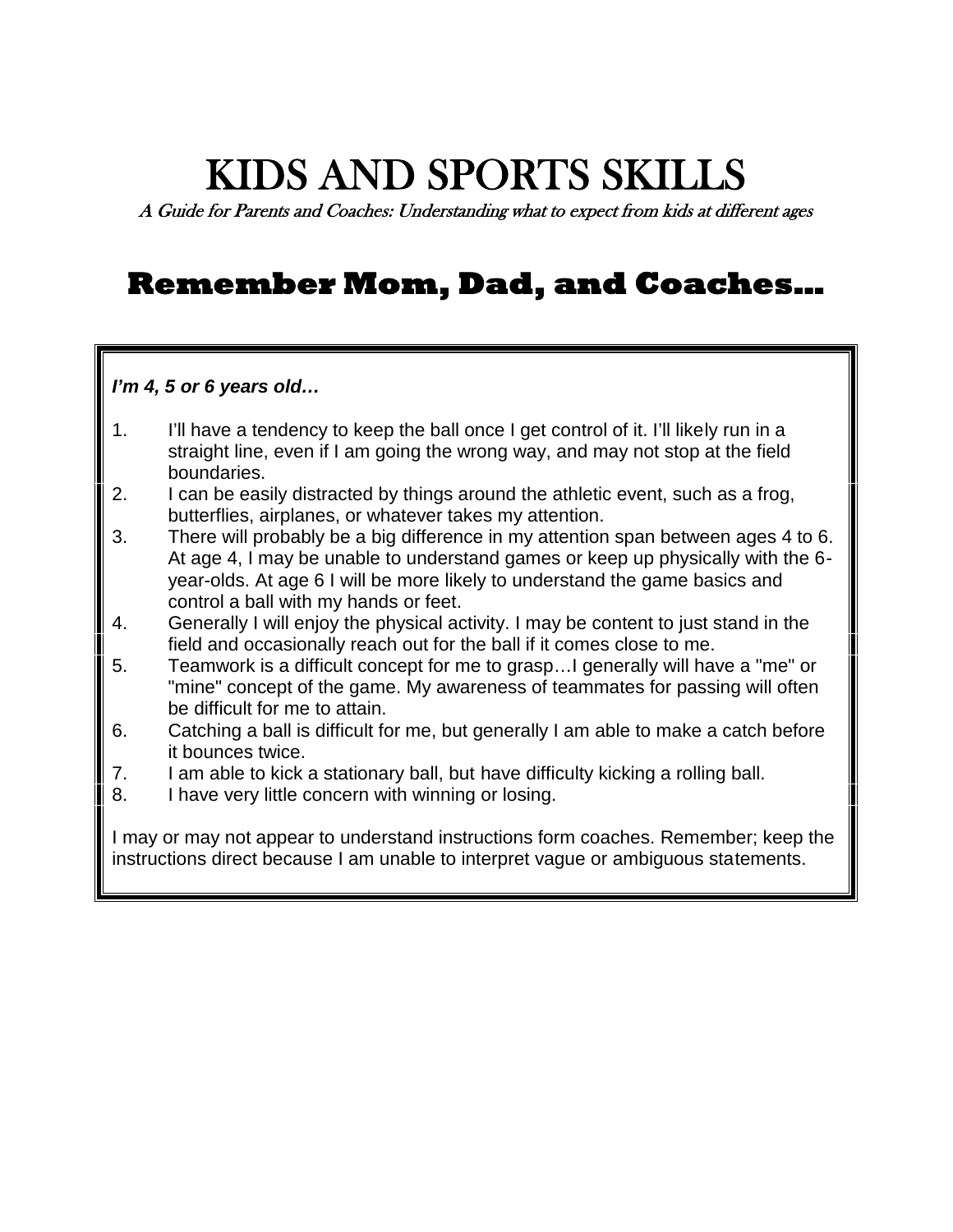# KIDS AND SPORTS SKILLS

*A Guide for Parents and Coaches: Understanding what to expect from kids at different ages*

## Remember Mom, Dad, and Coaches…

***I'm 4, 5 or 6 years old…***

1. I'll have a tendency to keep the ball once I get control of it. I'll likely run in a straight line, even if I am going the wrong way, and may not stop at the field boundaries.
2. I can be easily distracted by things around the athletic event, such as a frog, butterflies, airplanes, or whatever takes my attention.
3. There will probably be a big difference in my attention span between ages 4 to 6. At age 4, I may be unable to understand games or keep up physically with the 6-year-olds. At age 6 I will be more likely to understand the game basics and control a ball with my hands or feet.
4. Generally I will enjoy the physical activity. I may be content to just stand in the field and occasionally reach out for the ball if it comes close to me.
5. Teamwork is a difficult concept for me to grasp…I generally will have a "me" or "mine" concept of the game. My awareness of teammates for passing will often be difficult for me to attain.
6. Catching a ball is difficult for me, but generally I am able to make a catch before it bounces twice.
7. I am able to kick a stationary ball, but have difficulty kicking a rolling ball.
8. I have very little concern with winning or losing.

I may or may not appear to understand instructions form coaches. Remember; keep the instructions direct because I am unable to interpret vague or ambiguous statements.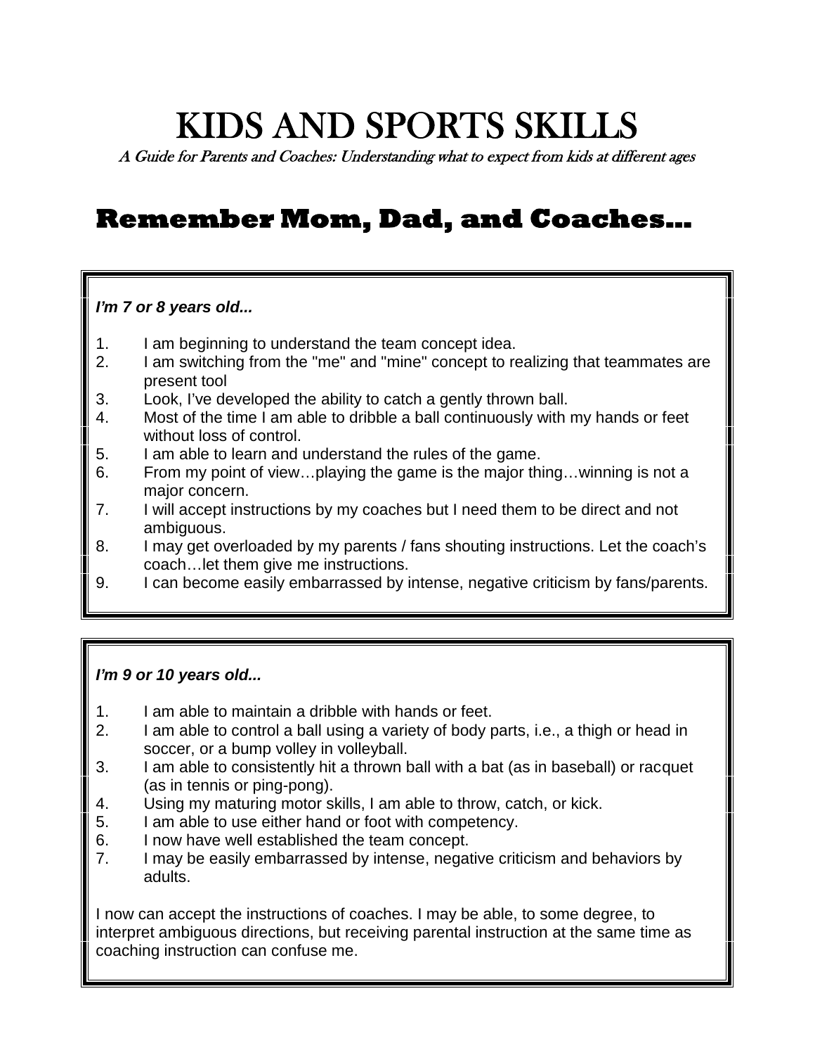# KIDS AND SPORTS SKILLS

*A Guide for Parents and Coaches: Understanding what to expect from kids at different ages*

## Remember Mom, Dad, and Coaches…

***I'm 7 or 8 years old...***

1. I am beginning to understand the team concept idea.
2. I am switching from the "me" and "mine" concept to realizing that teammates are present tool
3. Look, I've developed the ability to catch a gently thrown ball.
4. Most of the time I am able to dribble a ball continuously with my hands or feet without loss of control.
5. I am able to learn and understand the rules of the game.
6. From my point of view…playing the game is the major thing…winning is not a major concern.
7. I will accept instructions by my coaches but I need them to be direct and not ambiguous.
8. I may get overloaded by my parents / fans shouting instructions. Let the coach's coach…let them give me instructions.
9. I can become easily embarrassed by intense, negative criticism by fans/parents.

***I'm 9 or 10 years old...***

1. I am able to maintain a dribble with hands or feet.
2. I am able to control a ball using a variety of body parts, i.e., a thigh or head in soccer, or a bump volley in volleyball.
3. I am able to consistently hit a thrown ball with a bat (as in baseball) or racquet (as in tennis or ping-pong).
4. Using my maturing motor skills, I am able to throw, catch, or kick.
5. I am able to use either hand or foot with competency.
6. I now have well established the team concept.
7. I may be easily embarrassed by intense, negative criticism and behaviors by adults.

I now can accept the instructions of coaches. I may be able, to some degree, to interpret ambiguous directions, but receiving parental instruction at the same time as coaching instruction can confuse me.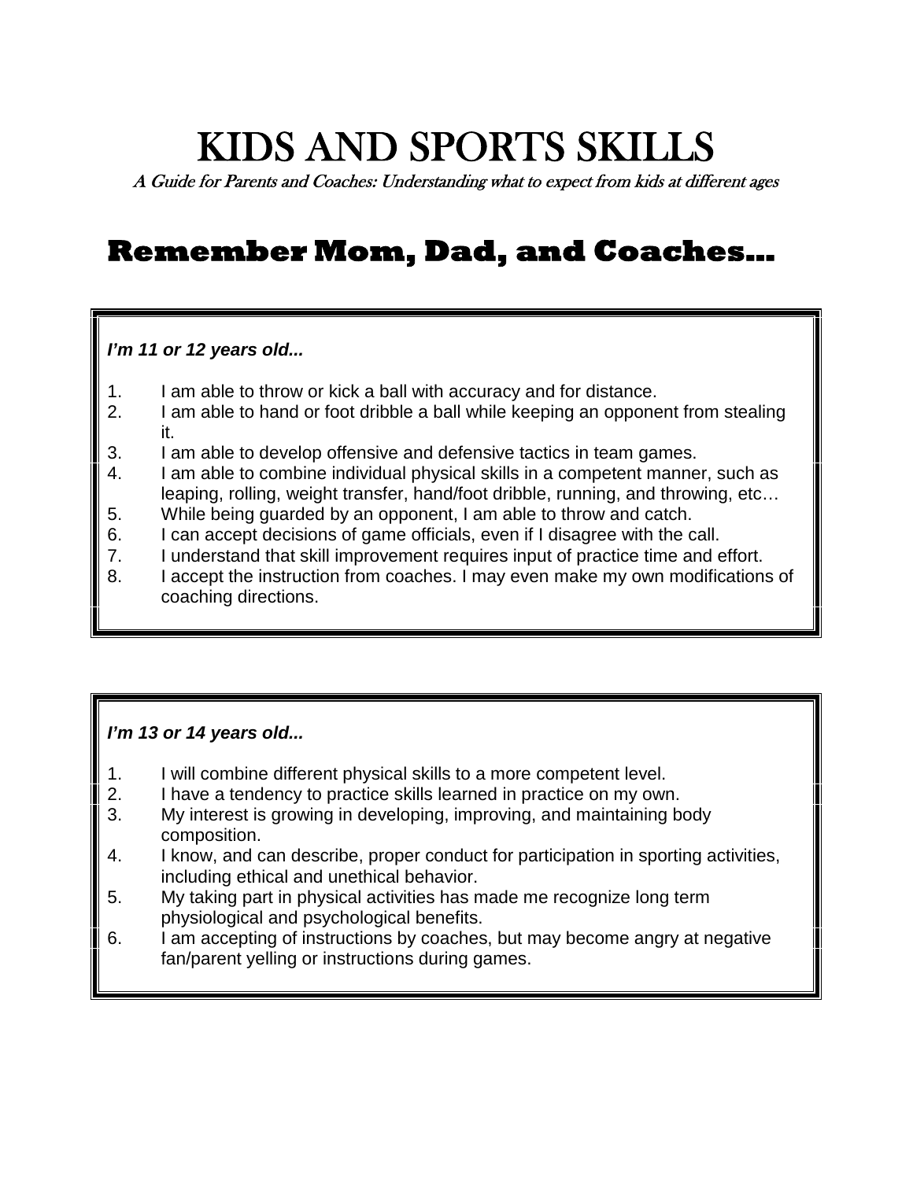# KIDS AND SPORTS SKILLS

*A Guide for Parents and Coaches: Understanding what to expect from kids at different ages*

## Remember Mom, Dad, and Coaches…

***I'm 11 or 12 years old...***

1. I am able to throw or kick a ball with accuracy and for distance.
2. I am able to hand or foot dribble a ball while keeping an opponent from stealing it.
3. I am able to develop offensive and defensive tactics in team games.
4. I am able to combine individual physical skills in a competent manner, such as leaping, rolling, weight transfer, hand/foot dribble, running, and throwing, etc…
5. While being guarded by an opponent, I am able to throw and catch.
6. I can accept decisions of game officials, even if I disagree with the call.
7. I understand that skill improvement requires input of practice time and effort.
8. I accept the instruction from coaches. I may even make my own modifications of coaching directions.

***I'm 13 or 14 years old...***

1. I will combine different physical skills to a more competent level.
2. I have a tendency to practice skills learned in practice on my own.
3. My interest is growing in developing, improving, and maintaining body composition.
4. I know, and can describe, proper conduct for participation in sporting activities, including ethical and unethical behavior.
5. My taking part in physical activities has made me recognize long term physiological and psychological benefits.
6. I am accepting of instructions by coaches, but may become angry at negative fan/parent yelling or instructions during games.